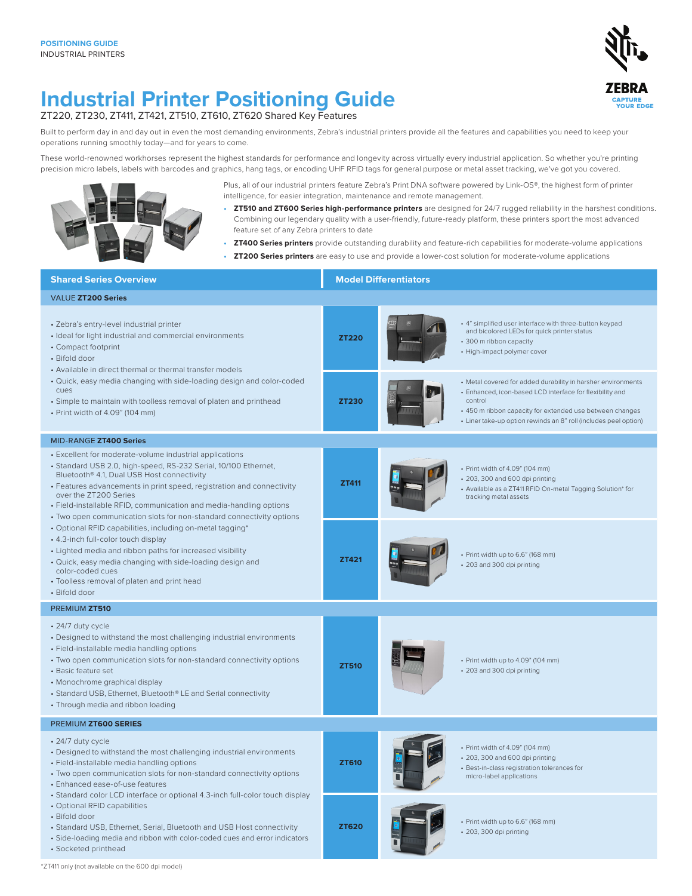POSITIONING GUIDE
INDUSTRIAL PRINTERS

# Industrial Printer Positioning Guide

ZT220, ZT230, ZT411, ZT421, ZT510, ZT610, ZT620 Shared Key Features

Built to perform day in and day out in even the most demanding environments, Zebra's industrial printers provide all the features and capabilities you need to keep your operations running smoothly today—and for years to come.

These world-renowned workhorses represent the highest standards for performance and longevity across virtually every industrial application. So whether you're printing precision micro labels, labels with barcodes and graphics, hang tags, or encoding UHF RFID tags for general purpose or metal asset tracking, we've got you covered.

Plus, all of our industrial printers feature Zebra's Print DNA software powered by Link-OS®, the highest form of printer intelligence, for easier integration, maintenance and remote management.

- **ZT510 and ZT600 Series high-performance printers** are designed for 24/7 rugged reliability in the harshest conditions. Combining our legendary quality with a user-friendly, future-ready platform, these printers sport the most advanced feature set of any Zebra printers to date
- **ZT400 Series printers** provide outstanding durability and feature-rich capabilities for moderate-volume applications
- **ZT200 Series printers** are easy to use and provide a lower-cost solution for moderate-volume applications

| Shared Series Overview | Model | Model Differentiators |
|---|---|---|
| **VALUE ZT200 Series** | | |
| • Zebra's entry-level industrial printer<br>• Ideal for light industrial and commercial environments<br>• Compact footprint<br>• Bifold door<br>• Available in direct thermal or thermal transfer models<br>• Quick, easy media changing with side-loading design and color-coded cues<br>• Simple to maintain with toolless removal of platen and printhead<br>• Print width of 4.09" (104 mm) | **ZT220** | • 4" simplified user interface with three-button keypad and bicolored LEDs for quick printer status<br>• 300 m ribbon capacity<br>• High-impact polymer cover |
| | **ZT230** | • Metal covered for added durability in harsher environments<br>• Enhanced, icon-based LCD interface for flexibility and control<br>• 450 m ribbon capacity for extended use between changes<br>• Liner take-up option rewinds an 8" roll (includes peel option) |
| **MID-RANGE ZT400 Series** | | |
| • Excellent for moderate-volume industrial applications<br>• Standard USB 2.0, high-speed, RS-232 Serial, 10/100 Ethernet, Bluetooth® 4.1, Dual USB Host connectivity<br>• Features advancements in print speed, registration and connectivity over the ZT200 Series<br>• Field-installable RFID, communication and media-handling options<br>• Two open communication slots for non-standard connectivity options<br>• Optional RFID capabilities, including on-metal tagging*<br>• 4.3-inch full-color touch display<br>• Lighted media and ribbon paths for increased visibility<br>• Quick, easy media changing with side-loading design and color-coded cues<br>• Toolless removal of platen and print head<br>• Bifold door | **ZT411** | • Print width of 4.09" (104 mm)<br>• 203, 300 and 600 dpi printing<br>• Available as a ZT411 RFID On-metal Tagging Solution* for tracking metal assets |
| | **ZT421** | • Print width up to 6.6" (168 mm)<br>• 203 and 300 dpi printing |
| **PREMIUM ZT510** | | |
| • 24/7 duty cycle<br>• Designed to withstand the most challenging industrial environments<br>• Field-installable media handling options<br>• Two open communication slots for non-standard connectivity options<br>• Basic feature set<br>• Monochrome graphical display<br>• Standard USB, Ethernet, Bluetooth® LE and Serial connectivity<br>• Through media and ribbon loading | **ZT510** | • Print width up to 4.09" (104 mm)<br>• 203 and 300 dpi printing |
| **PREMIUM ZT600 SERIES** | | |
| • 24/7 duty cycle<br>• Designed to withstand the most challenging industrial environments<br>• Field-installable media handling options<br>• Two open communication slots for non-standard connectivity options<br>• Enhanced ease-of-use features<br>• Standard color LCD interface or optional 4.3-inch full-color touch display<br>• Optional RFID capabilities<br>• Bifold door<br>• Standard USB, Ethernet, Serial, Bluetooth and USB Host connectivity<br>• Side-loading media and ribbon with color-coded cues and error indicators<br>• Socketed printhead | **ZT610** | • Print width of 4.09" (104 mm)<br>• 203, 300 and 600 dpi printing<br>• Best-in-class registration tolerances for micro-label applications |
| | **ZT620** | • Print width up to 6.6" (168 mm)<br>• 203, 300 dpi printing |

*ZT411 only (not available on the 600 dpi model)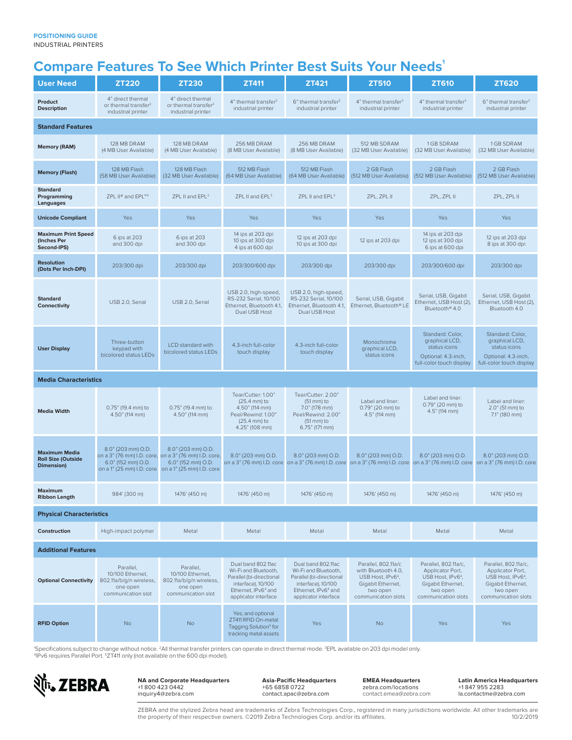POSITIONING GUIDE
INDUSTRIAL PRINTERS

# Compare Features To See Which Printer Best Suits Your Needs[1]

| User Need | ZT220 | ZT230 | ZT411 | ZT421 | ZT510 | ZT610 | ZT620 |
|---|---|---|---|---|---|---|---|
| Product Description | 4" direct thermal or thermal transfer[2] industrial printer | 4" direct thermal or thermal transfer[2] industrial printer | 4" thermal transfer[2] industrial printer | 6" thermal transfer[2] industrial printer | 4" thermal transfer[2] industrial printer | 4" thermal transfer[2] industrial printer | 6" thermal transfer[2] industrial printer |
| **Standard Features** | | | | | | | |
| Memory (RAM) | 128 MB DRAM (4 MB User Available) | 128 MB DRAM (4 MB User Available) | 256 MB DRAM (8 MB User Available) | 256 MB DRAM (8 MB User Available) | 512 MB SDRAM (32 MB User Available) | 1 GB SDRAM (32 MB User Available) | 1 GB SDRAM (32 MB User Available) |
| Memory (Flash) | 128 MB Flash (58 MB User Available) | 128 MB Flash (32 MB User Available) | 512 MB Flash (64 MB User Available) | 512 MB Flash (64 MB User Available) | 2 GB Flash (512 MB User Available) | 2 GB Flash (512 MB User Available) | 2 GB Flash (512 MB User Available) |
| Standard Programming Languages | ZPL II® and EPL™[3] | ZPL II and EPL[3] | ZPL II and EPL[3] | ZPL II and EPL[3] | ZPL, ZPL II | ZPL, ZPL II | ZPL, ZPL II |
| Unicode Compliant | Yes | Yes | Yes | Yes | Yes | Yes | Yes |
| Maximum Print Speed (Inches Per Second-IPS) | 6 ips at 203 and 300 dpi | 6 ips at 203 and 300 dpi | 14 ips at 203 dpi 10 ips at 300 dpi 4 ips at 600 dpi | 12 ips at 203 dpi 10 ips at 300 dpi | 12 ips at 203 dpi | 14 ips at 203 dpi 12 ips at 300 dpi 6 ips at 600 dpi | 12 ips at 203 dpi 8 ips at 300 dpi |
| Resolution (Dots Per Inch-DPI) | 203/300 dpi | 203/300 dpi | 203/300/600 dpi | 203/300 dpi | 203/300 dpi | 203/300/600 dpi | 203/300 dpi |
| Standard Connectivity | USB 2.0, Serial | USB 2.0, Serial | USB 2.0, high-speed, RS-232 Serial, 10/100 Ethernet, Bluetooth 4.1, Dual USB Host | USB 2.0, high-speed, RS-232 Serial, 10/100 Ethernet, Bluetooth 4.1, Dual USB Host | Serial, USB, Gigabit Ethernet, Bluetooth® LE | Serial, USB, Gigabit Ethernet, USB Host (2), Bluetooth® 4.0 | Serial, USB, Gigabit Ethernet, USB Host (2), Bluetooth 4.0 |
| User Display | Three-button keypad with bicolored status LEDs | LCD standard with bicolored status LEDs | 4.3-inch full-color touch display | 4.3-inch full-color touch display | Monochrome graphical LCD, status icons | Standard: Color, graphical LCD, status icons Optional: 4.3-inch, full-color touch display | Standard: Color, graphical LCD, status icons Optional: 4.3-inch, full-color touch display |
| **Media Characteristics** | | | | | | | |
| Media Width | 0.75" (19.4 mm) to 4.50" (114 mm) | 0.75" (19.4 mm) to 4.50" (114 mm) | Tear/Cutter: 1.00" (25.4 mm) to 4.50" (114 mm) Peel/Rewind: 1.00" (25.4 mm) to 4.25" (108 mm) | Tear/Cutter: 2.00" (51 mm) to 7.0" (178 mm) Peel/Rewind: 2.00" (51 mm) to 6.75" (171 mm) | Label and liner: 0.79" (20 mm) to 4.5" (114 mm) | Label and liner: 0.79" (20 mm) to 4.5" (114 mm) | Label and liner: 2.0" (51 mm) to 7.1" (180 mm) |
| Maximum Media Roll Size (Outside Dimension) | 8.0" (203 mm) O.D. on a 3" (76 mm) I.D. core, 6.0" (152 mm) O.D. on a 1" (25 mm) I.D. core | 8.0" (203 mm) O.D. on a 3" (76 mm) I.D. core, 6.0" (152 mm) O.D. on a 1" (25 mm) I.D. core | 8.0" (203 mm) O.D. on a 3" (76 mm) I.D. core | 8.0" (203 mm) O.D. on a 3" (76 mm) I.D. core | 8.0" (203 mm) O.D. on a 3" (76 mm) I.D. core | 8.0" (203 mm) O.D. on a 3" (76 mm) I.D. core | 8.0" (203 mm) O.D. on a 3" (76 mm) I.D. core |
| Maximum Ribbon Length | 984' (300 m) | 1476' (450 m) | 1476' (450 m) | 1476' (450 m) | 1476' (450 m) | 1476' (450 m) | 1476' (450 m) |
| **Physical Characteristics** | | | | | | | |
| Construction | High-impact polymer | Metal | Metal | Metal | Metal | Metal | Metal |
| **Additional Features** | | | | | | | |
| Optional Connectivity | Parallel, 10/100 Ethernet, 802.11a/b/g/n wireless, one open communication slot | Parallel, 10/100 Ethernet, 802.11a/b/g/n wireless, one open communication slot | Dual band 802.11ac Wi-Fi and Bluetooth, Parallel (bi-directional interface), 10/100 Ethernet, IPv6[4] and applicator interface | Dual band 802.11ac Wi-Fi and Bluetooth, Parallel (bi-directional interface), 10/100 Ethernet, IPv6[4] and applicator interface | Parallel, 802.11a/c with Bluetooth 4.0, USB Host, IPv6[4], Gigabit Ethernet, two open communication slots | Parallel, 802.11a/c, Applicator Port, USB Host, IPv6[4], Gigabit Ethernet, two open communication slots | Parallel, 802.11a/c, Applicator Port, USB Host, IPv6[4], Gigabit Ethernet, two open communication slots |
| RFID Option | No | No | Yes; and optional ZT411 RFID On-metal Tagging Solution[5] for tracking metal assets | Yes | No | Yes | Yes |

[1]Specifications subject to change without notice. [2]All thermal transfer printers can operate in direct thermal mode. [3]EPL available on 203 dpi model only. [4]IPv6 requires Parallel Port. [5]ZT411 only (not available on the 600 dpi model).

ZEBRA

**NA and Corporate Headquarters**
+1 800 423 0442
inquiry4@zebra.com

**Asia-Pacific Headquarters**
+65 6858 0722
contact.apac@zebra.com

**EMEA Headquarters**
zebra.com/locations
contact.emea@zebra.com

**Latin America Headquarters**
+1 847 955 2283
la.contactme@zebra.com

ZEBRA and the stylized Zebra head are trademarks of Zebra Technologies Corp., registered in many jurisdictions worldwide. All other trademarks are the property of their respective owners. ©2019 Zebra Technologies Corp. and/or its affiliates. 10/2/2019